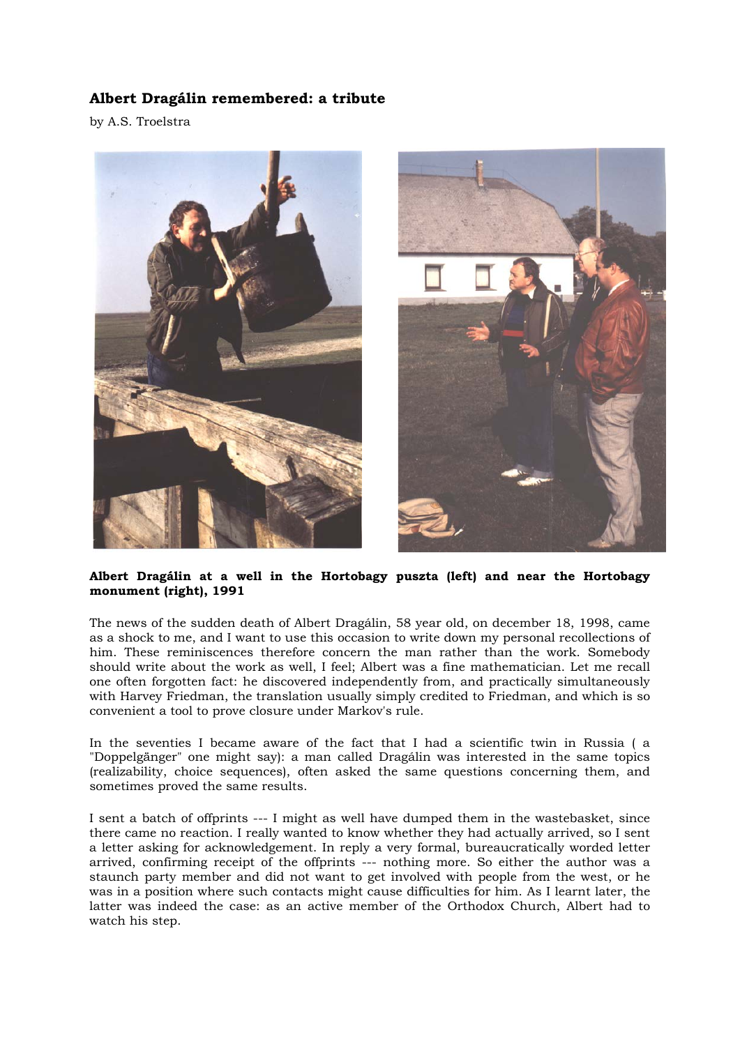## Albert Dragálin remembered: a tribute

by A.S. Troelstra

**Albert Dragálin at a well in the Hortobagy puszta (left) and near the Hortobagy monument (right), 1991**

The news of the sudden death of Albert Dragálin, 58 year old, on december 18, 1998, came as a shock to me, and I want to use this occasion to write down my personal recollections of him. These reminiscences therefore concern the man rather than the work. Somebody should write about the work as well, I feel; Albert was a fine mathematician. Let me recall one often forgotten fact: he discovered independently from, and practically simultaneously with Harvey Friedman, the translation usually simply credited to Friedman, and which is so convenient a tool to prove closure under Markov's rule.

In the seventies I became aware of the fact that I had a scientific twin in Russia ( a "Doppelgänger" one might say): a man called Dragálin was interested in the same topics (realizability, choice sequences), often asked the same questions concerning them, and sometimes proved the same results.

I sent a batch of offprints --- I might as well have dumped them in the wastebasket, since there came no reaction. I really wanted to know whether they had actually arrived, so I sent a letter asking for acknowledgement. In reply a very formal, bureaucratically worded letter arrived, confirming receipt of the offprints --- nothing more. So either the author was a staunch party member and did not want to get involved with people from the west, or he was in a position where such contacts might cause difficulties for him. As I learnt later, the latter was indeed the case: as an active member of the Orthodox Church, Albert had to watch his step.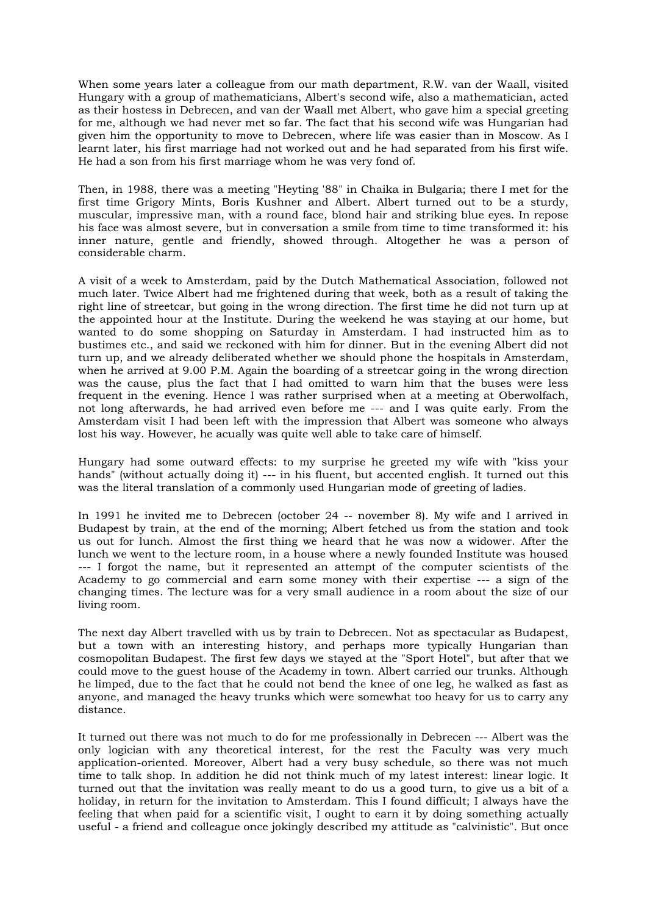When some years later a colleague from our math department, R.W. van der Waall, visited Hungary with a group of mathematicians, Albert's second wife, also a mathematician, acted as their hostess in Debrecen, and van der Waall met Albert, who gave him a special greeting for me, although we had never met so far. The fact that his second wife was Hungarian had given him the opportunity to move to Debrecen, where life was easier than in Moscow. As I learnt later, his first marriage had not worked out and he had separated from his first wife. He had a son from his first marriage whom he was very fond of.

Then, in 1988, there was a meeting "Heyting '88" in Chaika in Bulgaria; there I met for the first time Grigory Mints, Boris Kushner and Albert. Albert turned out to be a sturdy, muscular, impressive man, with a round face, blond hair and striking blue eyes. In repose his face was almost severe, but in conversation a smile from time to time transformed it: his inner nature, gentle and friendly, showed through. Altogether he was a person of considerable charm.

A visit of a week to Amsterdam, paid by the Dutch Mathematical Association, followed not much later. Twice Albert had me frightened during that week, both as a result of taking the right line of streetcar, but going in the wrong direction. The first time he did not turn up at the appointed hour at the Institute. During the weekend he was staying at our home, but wanted to do some shopping on Saturday in Amsterdam. I had instructed him as to bustimes etc., and said we reckoned with him for dinner. But in the evening Albert did not turn up, and we already deliberated whether we should phone the hospitals in Amsterdam, when he arrived at 9.00 P.M. Again the boarding of a streetcar going in the wrong direction was the cause, plus the fact that I had omitted to warn him that the buses were less frequent in the evening. Hence I was rather surprised when at a meeting at Oberwolfach, not long afterwards, he had arrived even before me --- and I was quite early. From the Amsterdam visit I had been left with the impression that Albert was someone who always lost his way. However, he acually was quite well able to take care of himself.

Hungary had some outward effects: to my surprise he greeted my wife with "kiss your hands" (without actually doing it) --- in his fluent, but accented english. It turned out this was the literal translation of a commonly used Hungarian mode of greeting of ladies.

In 1991 he invited me to Debrecen (october 24 -- november 8). My wife and I arrived in Budapest by train, at the end of the morning; Albert fetched us from the station and took us out for lunch. Almost the first thing we heard that he was now a widower. After the lunch we went to the lecture room, in a house where a newly founded Institute was housed --- I forgot the name, but it represented an attempt of the computer scientists of the Academy to go commercial and earn some money with their expertise --- a sign of the changing times. The lecture was for a very small audience in a room about the size of our living room.

The next day Albert travelled with us by train to Debrecen. Not as spectacular as Budapest, but a town with an interesting history, and perhaps more typically Hungarian than cosmopolitan Budapest. The first few days we stayed at the "Sport Hotel", but after that we could move to the guest house of the Academy in town. Albert carried our trunks. Although he limped, due to the fact that he could not bend the knee of one leg, he walked as fast as anyone, and managed the heavy trunks which were somewhat too heavy for us to carry any distance.

It turned out there was not much to do for me professionally in Debrecen --- Albert was the only logician with any theoretical interest, for the rest the Faculty was very much application-oriented. Moreover, Albert had a very busy schedule, so there was not much time to talk shop. In addition he did not think much of my latest interest: linear logic. It turned out that the invitation was really meant to do us a good turn, to give us a bit of a holiday, in return for the invitation to Amsterdam. This I found difficult; I always have the feeling that when paid for a scientific visit, I ought to earn it by doing something actually useful - a friend and colleague once jokingly described my attitude as "calvinistic". But once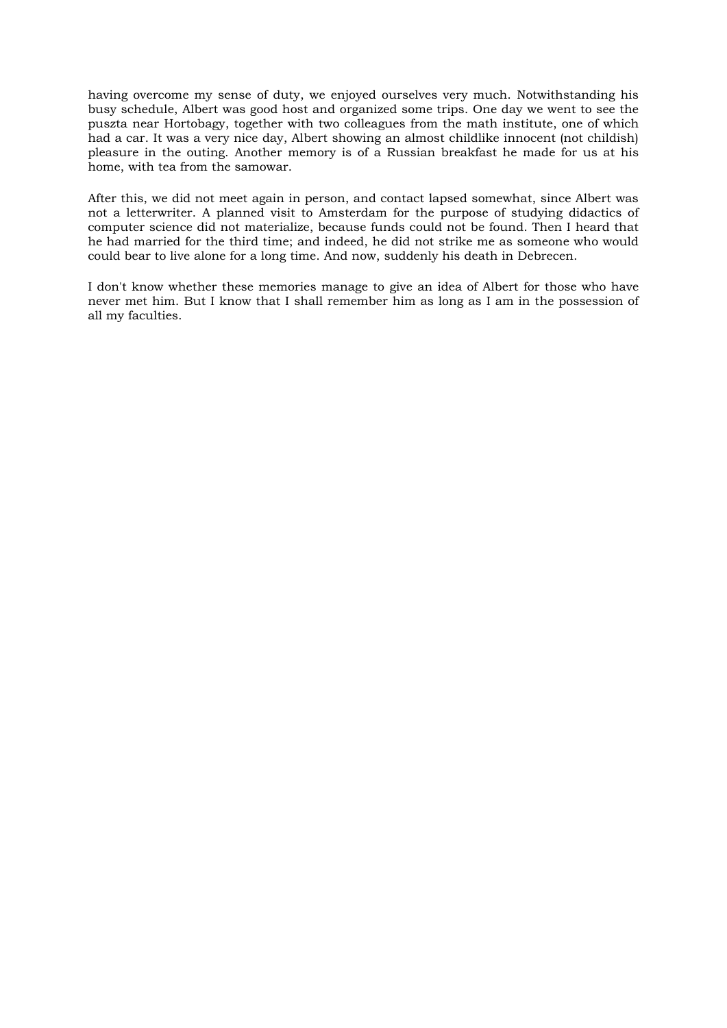having overcome my sense of duty, we enjoyed ourselves very much. Notwithstanding his busy schedule, Albert was good host and organized some trips. One day we went to see the puszta near Hortobagy, together with two colleagues from the math institute, one of which had a car. It was a very nice day, Albert showing an almost childlike innocent (not childish) pleasure in the outing. Another memory is of a Russian breakfast he made for us at his home, with tea from the samowar.

After this, we did not meet again in person, and contact lapsed somewhat, since Albert was not a letterwriter. A planned visit to Amsterdam for the purpose of studying didactics of computer science did not materialize, because funds could not be found. Then I heard that he had married for the third time; and indeed, he did not strike me as someone who would could bear to live alone for a long time. And now, suddenly his death in Debrecen.

I don't know whether these memories manage to give an idea of Albert for those who have never met him. But I know that I shall remember him as long as I am in the possession of all my faculties.